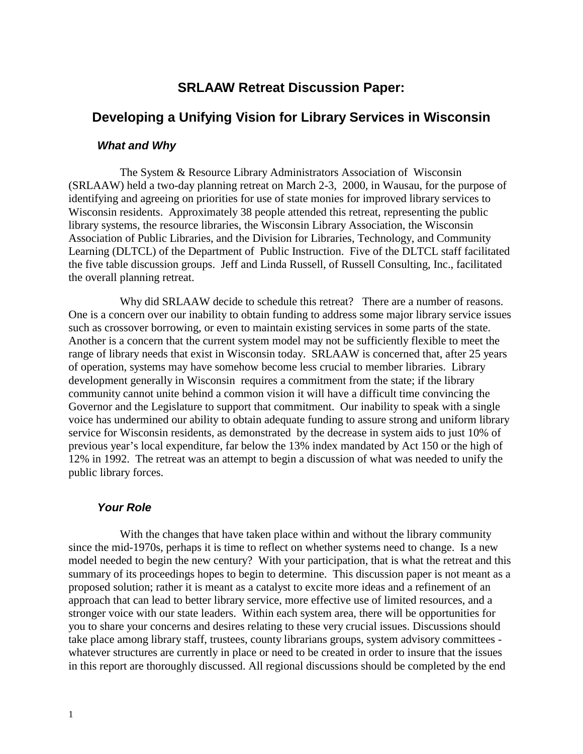# SRLAAW Retreat Discussion Paper:

# Developing a Unifying Vision for Library Services in Wisconsin

### *What and Why*

The System & Resource Library Administrators Association of Wisconsin (SRLAAW) held a two-day planning retreat on March 2-3, 2000, in Wausau, for the purpose of identifying and agreeing on priorities for use of state monies for improved library services to Wisconsin residents. Approximately 38 people attended this retreat, representing the public library systems, the resource libraries, the Wisconsin Library Association, the Wisconsin Association of Public Libraries, and the Division for Libraries, Technology, and Community Learning (DLTCL) of the Department of Public Instruction. Five of the DLTCL staff facilitated the five table discussion groups. Jeff and Linda Russell, of Russell Consulting, Inc., facilitated the overall planning retreat.

Why did SRLAAW decide to schedule this retreat? There are a number of reasons. One is a concern over our inability to obtain funding to address some major library service issues such as crossover borrowing, or even to maintain existing services in some parts of the state. Another is a concern that the current system model may not be sufficiently flexible to meet the range of library needs that exist in Wisconsin today. SRLAAW is concerned that, after 25 years of operation, systems may have somehow become less crucial to member libraries. Library development generally in Wisconsin requires a commitment from the state; if the library community cannot unite behind a common vision it will have a difficult time convincing the Governor and the Legislature to support that commitment. Our inability to speak with a single voice has undermined our ability to obtain adequate funding to assure strong and uniform library service for Wisconsin residents, as demonstrated by the decrease in system aids to just 10% of previous year's local expenditure, far below the 13% index mandated by Act 150 or the high of 12% in 1992. The retreat was an attempt to begin a discussion of what was needed to unify the public library forces.

### *Your Role*

With the changes that have taken place within and without the library community since the mid-1970s, perhaps it is time to reflect on whether systems need to change. Is a new model needed to begin the new century? With your participation, that is what the retreat and this summary of its proceedings hopes to begin to determine. This discussion paper is not meant as a proposed solution; rather it is meant as a catalyst to excite more ideas and a refinement of an approach that can lead to better library service, more effective use of limited resources, and a stronger voice with our state leaders. Within each system area, there will be opportunities for you to share your concerns and desires relating to these very crucial issues. Discussions should take place among library staff, trustees, county librarians groups, system advisory committees - whatever structures are currently in place or need to be created in order to insure that the issues in this report are thoroughly discussed. All regional discussions should be completed by the end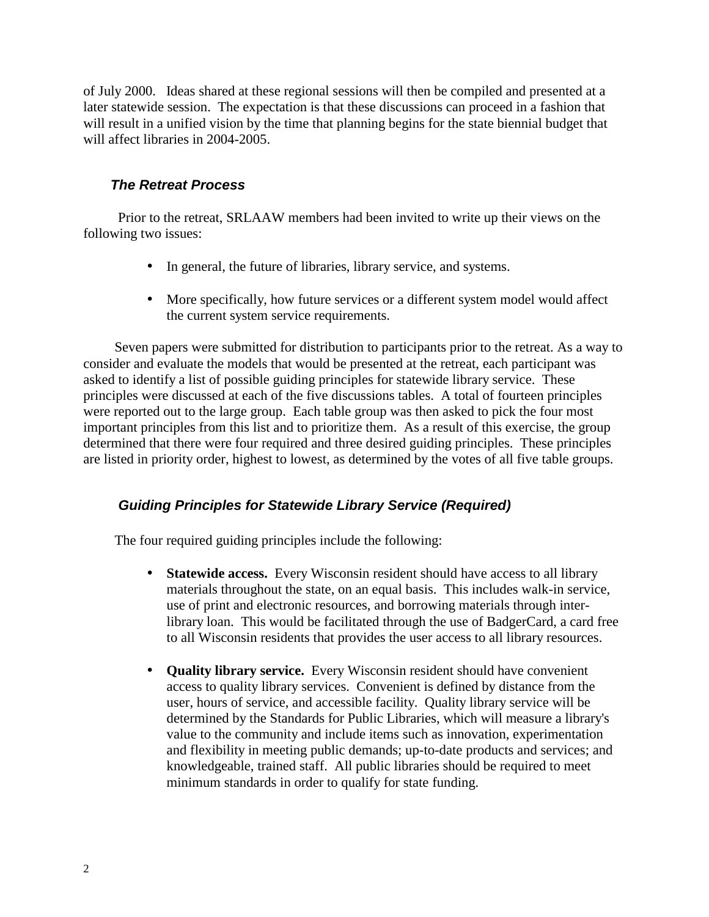of July 2000. Ideas shared at these regional sessions will then be compiled and presented at a later statewide session. The expectation is that these discussions can proceed in a fashion that will result in a unified vision by the time that planning begins for the state biennial budget that will affect libraries in 2004-2005.

### *The Retreat Process*

Prior to the retreat, SRLAAW members had been invited to write up their views on the following two issues:

- In general, the future of libraries, library service, and systems.
- More specifically, how future services or a different system model would affect the current system service requirements.

Seven papers were submitted for distribution to participants prior to the retreat. As a way to consider and evaluate the models that would be presented at the retreat, each participant was asked to identify a list of possible guiding principles for statewide library service. These principles were discussed at each of the five discussions tables. A total of fourteen principles were reported out to the large group. Each table group was then asked to pick the four most important principles from this list and to prioritize them. As a result of this exercise, the group determined that there were four required and three desired guiding principles. These principles are listed in priority order, highest to lowest, as determined by the votes of all five table groups.

### *Guiding Principles for Statewide Library Service (Required)*

The four required guiding principles include the following:

- **Statewide access.** Every Wisconsin resident should have access to all library materials throughout the state, on an equal basis. This includes walk-in service, use of print and electronic resources, and borrowing materials through inter-library loan. This would be facilitated through the use of BadgerCard, a card free to all Wisconsin residents that provides the user access to all library resources.
- **Quality library service.** Every Wisconsin resident should have convenient access to quality library services. Convenient is defined by distance from the user, hours of service, and accessible facility. Quality library service will be determined by the Standards for Public Libraries, which will measure a library's value to the community and include items such as innovation, experimentation and flexibility in meeting public demands; up-to-date products and services; and knowledgeable, trained staff. All public libraries should be required to meet minimum standards in order to qualify for state funding.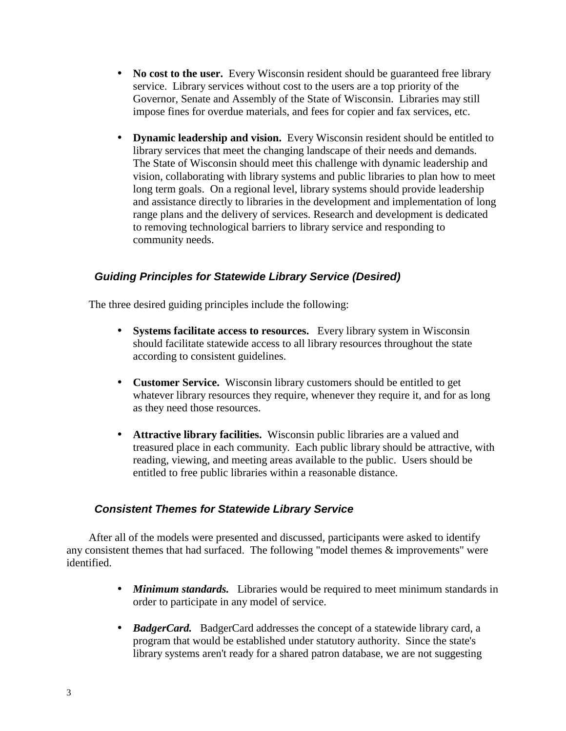- **No cost to the user.** Every Wisconsin resident should be guaranteed free library service. Library services without cost to the users are a top priority of the Governor, Senate and Assembly of the State of Wisconsin. Libraries may still impose fines for overdue materials, and fees for copier and fax services, etc.

- **Dynamic leadership and vision.** Every Wisconsin resident should be entitled to library services that meet the changing landscape of their needs and demands. The State of Wisconsin should meet this challenge with dynamic leadership and vision, collaborating with library systems and public libraries to plan how to meet long term goals. On a regional level, library systems should provide leadership and assistance directly to libraries in the development and implementation of long range plans and the delivery of services. Research and development is dedicated to removing technological barriers to library service and responding to community needs.

### *Guiding Principles for Statewide Library Service (Desired)*

The three desired guiding principles include the following:

- **Systems facilitate access to resources.** Every library system in Wisconsin should facilitate statewide access to all library resources throughout the state according to consistent guidelines.

- **Customer Service.** Wisconsin library customers should be entitled to get whatever library resources they require, whenever they require it, and for as long as they need those resources.

- **Attractive library facilities.** Wisconsin public libraries are a valued and treasured place in each community. Each public library should be attractive, with reading, viewing, and meeting areas available to the public. Users should be entitled to free public libraries within a reasonable distance.

### *Consistent Themes for Statewide Library Service*

After all of the models were presented and discussed, participants were asked to identify any consistent themes that had surfaced. The following "model themes & improvements" were identified.

- ***Minimum standards.*** Libraries would be required to meet minimum standards in order to participate in any model of service.

- ***BadgerCard.*** BadgerCard addresses the concept of a statewide library card, a program that would be established under statutory authority. Since the state's library systems aren't ready for a shared patron database, we are not suggesting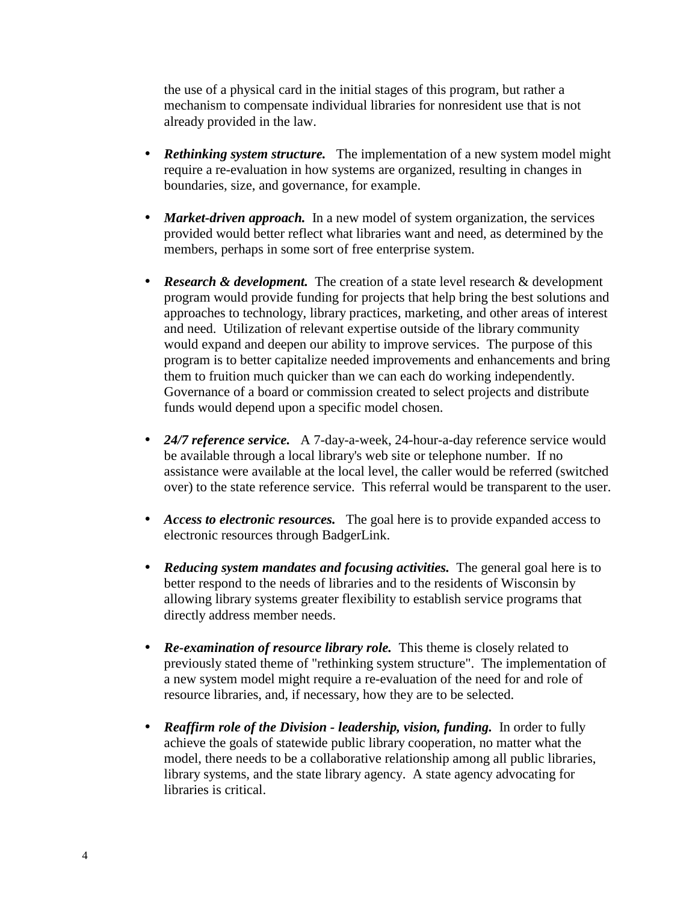the use of a physical card in the initial stages of this program, but rather a mechanism to compensate individual libraries for nonresident use that is not already provided in the law.

- ***Rethinking system structure.*** The implementation of a new system model might require a re-evaluation in how systems are organized, resulting in changes in boundaries, size, and governance, for example.

- ***Market-driven approach.*** In a new model of system organization, the services provided would better reflect what libraries want and need, as determined by the members, perhaps in some sort of free enterprise system.

- ***Research & development.*** The creation of a state level research & development program would provide funding for projects that help bring the best solutions and approaches to technology, library practices, marketing, and other areas of interest and need. Utilization of relevant expertise outside of the library community would expand and deepen our ability to improve services. The purpose of this program is to better capitalize needed improvements and enhancements and bring them to fruition much quicker than we can each do working independently. Governance of a board or commission created to select projects and distribute funds would depend upon a specific model chosen.

- ***24/7 reference service.*** A 7-day-a-week, 24-hour-a-day reference service would be available through a local library's web site or telephone number. If no assistance were available at the local level, the caller would be referred (switched over) to the state reference service. This referral would be transparent to the user.

- ***Access to electronic resources.*** The goal here is to provide expanded access to electronic resources through BadgerLink.

- ***Reducing system mandates and focusing activities.*** The general goal here is to better respond to the needs of libraries and to the residents of Wisconsin by allowing library systems greater flexibility to establish service programs that directly address member needs.

- ***Re-examination of resource library role.*** This theme is closely related to previously stated theme of "rethinking system structure". The implementation of a new system model might require a re-evaluation of the need for and role of resource libraries, and, if necessary, how they are to be selected.

- ***Reaffirm role of the Division - leadership, vision, funding.*** In order to fully achieve the goals of statewide public library cooperation, no matter what the model, there needs to be a collaborative relationship among all public libraries, library systems, and the state library agency. A state agency advocating for libraries is critical.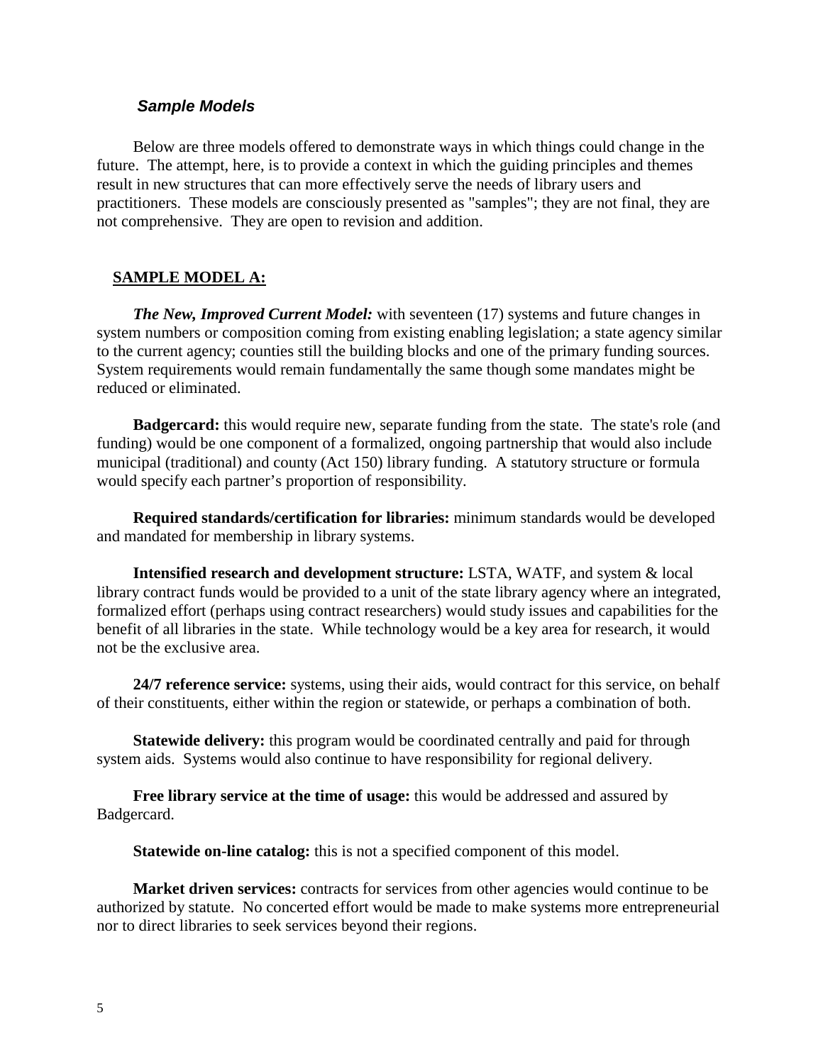### ***Sample Models***

Below are three models offered to demonstrate ways in which things could change in the future. The attempt, here, is to provide a context in which the guiding principles and themes result in new structures that can more effectively serve the needs of library users and practitioners. These models are consciously presented as "samples"; they are not final, they are not comprehensive. They are open to revision and addition.

#### <u>**SAMPLE MODEL A:**</u>

***The New, Improved Current Model:*** with seventeen (17) systems and future changes in system numbers or composition coming from existing enabling legislation; a state agency similar to the current agency; counties still the building blocks and one of the primary funding sources. System requirements would remain fundamentally the same though some mandates might be reduced or eliminated.

**Badgercard:** this would require new, separate funding from the state. The state's role (and funding) would be one component of a formalized, ongoing partnership that would also include municipal (traditional) and county (Act 150) library funding. A statutory structure or formula would specify each partner's proportion of responsibility.

**Required standards/certification for libraries:** minimum standards would be developed and mandated for membership in library systems.

**Intensified research and development structure:** LSTA, WATF, and system & local library contract funds would be provided to a unit of the state library agency where an integrated, formalized effort (perhaps using contract researchers) would study issues and capabilities for the benefit of all libraries in the state. While technology would be a key area for research, it would not be the exclusive area.

**24/7 reference service:** systems, using their aids, would contract for this service, on behalf of their constituents, either within the region or statewide, or perhaps a combination of both.

**Statewide delivery:** this program would be coordinated centrally and paid for through system aids. Systems would also continue to have responsibility for regional delivery.

**Free library service at the time of usage:** this would be addressed and assured by Badgercard.

**Statewide on-line catalog:** this is not a specified component of this model.

**Market driven services:** contracts for services from other agencies would continue to be authorized by statute. No concerted effort would be made to make systems more entrepreneurial nor to direct libraries to seek services beyond their regions.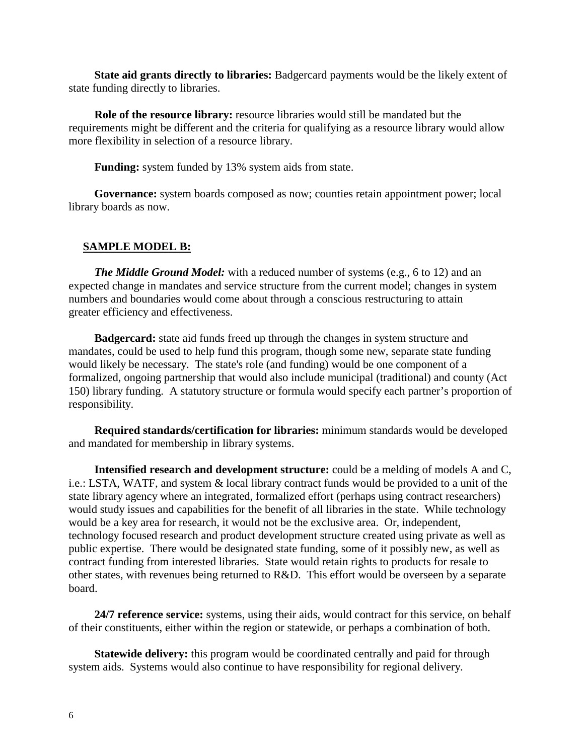**State aid grants directly to libraries:** Badgercard payments would be the likely extent of state funding directly to libraries.

**Role of the resource library:** resource libraries would still be mandated but the requirements might be different and the criteria for qualifying as a resource library would allow more flexibility in selection of a resource library.

**Funding:** system funded by 13% system aids from state.

**Governance:** system boards composed as now; counties retain appointment power; local library boards as now.

## SAMPLE MODEL B:

***The Middle Ground Model:*** with a reduced number of systems (e.g., 6 to 12) and an expected change in mandates and service structure from the current model; changes in system numbers and boundaries would come about through a conscious restructuring to attain greater efficiency and effectiveness.

**Badgercard:** state aid funds freed up through the changes in system structure and mandates, could be used to help fund this program, though some new, separate state funding would likely be necessary. The state's role (and funding) would be one component of a formalized, ongoing partnership that would also include municipal (traditional) and county (Act 150) library funding. A statutory structure or formula would specify each partner's proportion of responsibility.

**Required standards/certification for libraries:** minimum standards would be developed and mandated for membership in library systems.

**Intensified research and development structure:** could be a melding of models A and C, i.e.: LSTA, WATF, and system & local library contract funds would be provided to a unit of the state library agency where an integrated, formalized effort (perhaps using contract researchers) would study issues and capabilities for the benefit of all libraries in the state. While technology would be a key area for research, it would not be the exclusive area. Or, independent, technology focused research and product development structure created using private as well as public expertise. There would be designated state funding, some of it possibly new, as well as contract funding from interested libraries. State would retain rights to products for resale to other states, with revenues being returned to R&D. This effort would be overseen by a separate board.

**24/7 reference service:** systems, using their aids, would contract for this service, on behalf of their constituents, either within the region or statewide, or perhaps a combination of both.

**Statewide delivery:** this program would be coordinated centrally and paid for through system aids. Systems would also continue to have responsibility for regional delivery.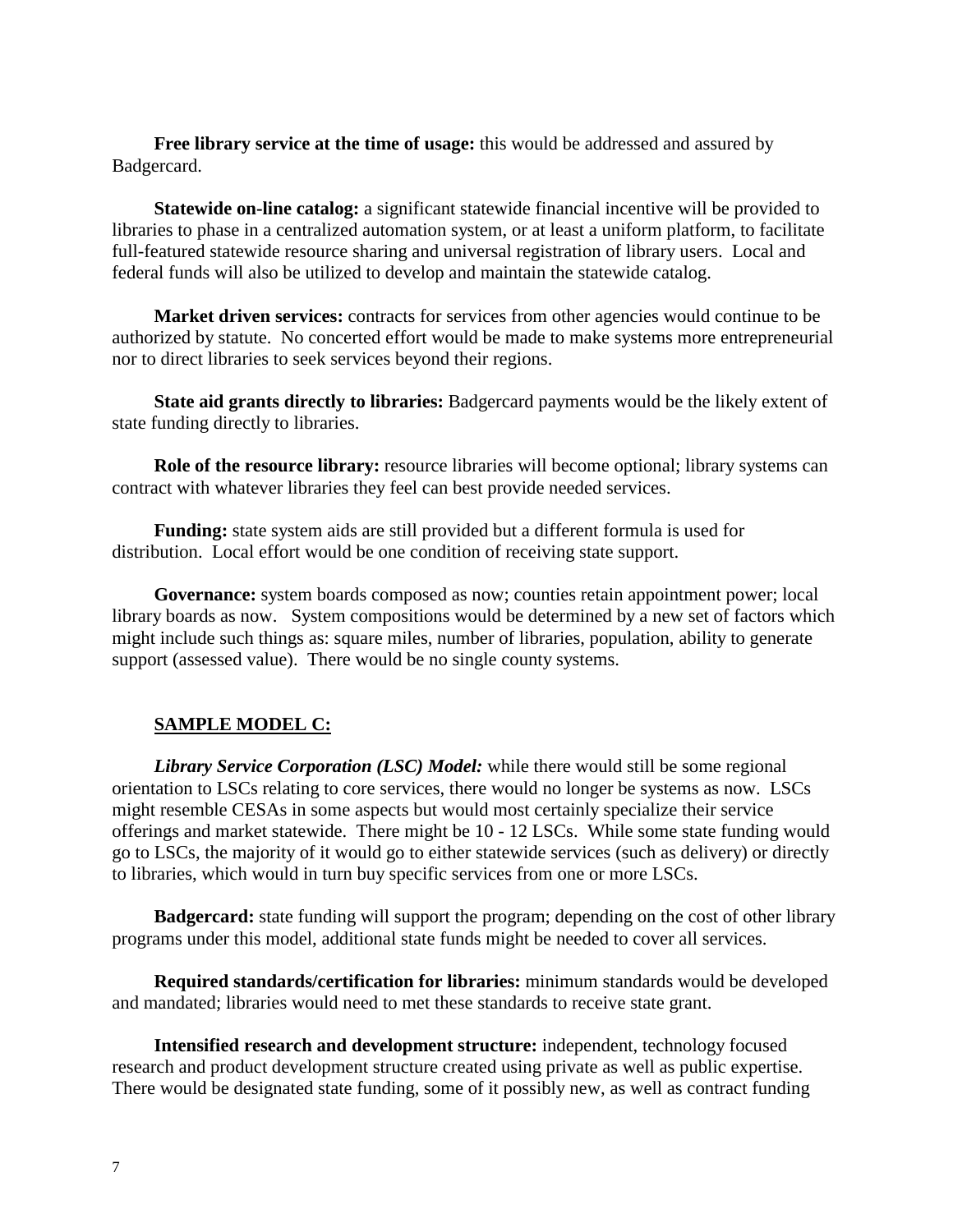**Free library service at the time of usage:** this would be addressed and assured by Badgercard.

**Statewide on-line catalog:** a significant statewide financial incentive will be provided to libraries to phase in a centralized automation system, or at least a uniform platform, to facilitate full-featured statewide resource sharing and universal registration of library users. Local and federal funds will also be utilized to develop and maintain the statewide catalog.

**Market driven services:** contracts for services from other agencies would continue to be authorized by statute. No concerted effort would be made to make systems more entrepreneurial nor to direct libraries to seek services beyond their regions.

**State aid grants directly to libraries:** Badgercard payments would be the likely extent of state funding directly to libraries.

**Role of the resource library:** resource libraries will become optional; library systems can contract with whatever libraries they feel can best provide needed services.

**Funding:** state system aids are still provided but a different formula is used for distribution. Local effort would be one condition of receiving state support.

**Governance:** system boards composed as now; counties retain appointment power; local library boards as now. System compositions would be determined by a new set of factors which might include such things as: square miles, number of libraries, population, ability to generate support (assessed value). There would be no single county systems.

## SAMPLE MODEL C:

***Library Service Corporation (LSC) Model:*** while there would still be some regional orientation to LSCs relating to core services, there would no longer be systems as now. LSCs might resemble CESAs in some aspects but would most certainly specialize their service offerings and market statewide. There might be 10 - 12 LSCs. While some state funding would go to LSCs, the majority of it would go to either statewide services (such as delivery) or directly to libraries, which would in turn buy specific services from one or more LSCs.

**Badgercard:** state funding will support the program; depending on the cost of other library programs under this model, additional state funds might be needed to cover all services.

**Required standards/certification for libraries:** minimum standards would be developed and mandated; libraries would need to met these standards to receive state grant.

**Intensified research and development structure:** independent, technology focused research and product development structure created using private as well as public expertise. There would be designated state funding, some of it possibly new, as well as contract funding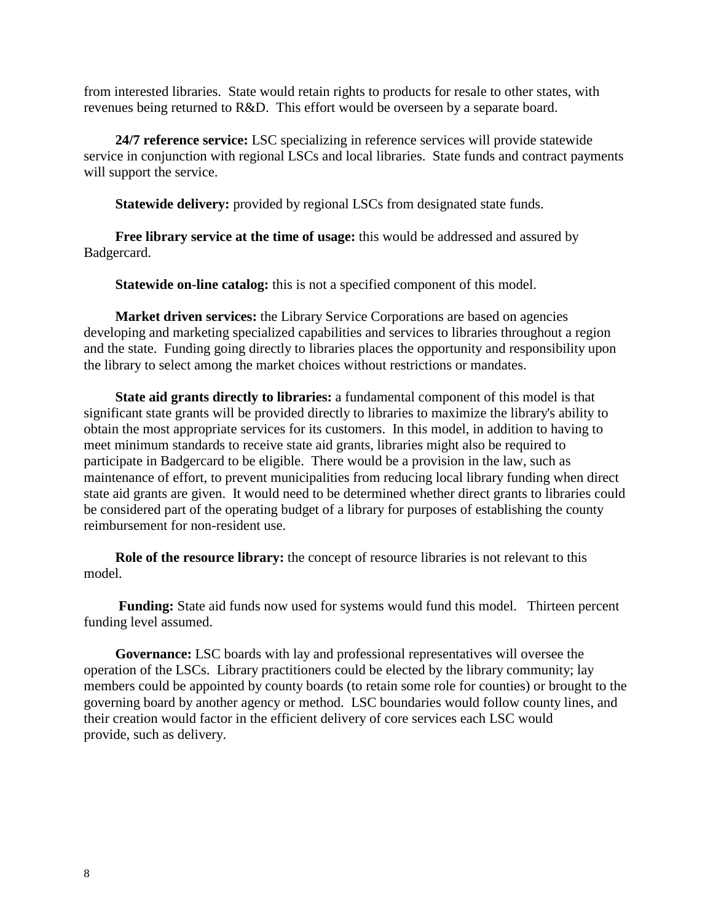from interested libraries. State would retain rights to products for resale to other states, with revenues being returned to R&D. This effort would be overseen by a separate board.

**24/7 reference service:** LSC specializing in reference services will provide statewide service in conjunction with regional LSCs and local libraries. State funds and contract payments will support the service.

**Statewide delivery:** provided by regional LSCs from designated state funds.

**Free library service at the time of usage:** this would be addressed and assured by Badgercard.

**Statewide on-line catalog:** this is not a specified component of this model.

**Market driven services:** the Library Service Corporations are based on agencies developing and marketing specialized capabilities and services to libraries throughout a region and the state. Funding going directly to libraries places the opportunity and responsibility upon the library to select among the market choices without restrictions or mandates.

**State aid grants directly to libraries:** a fundamental component of this model is that significant state grants will be provided directly to libraries to maximize the library's ability to obtain the most appropriate services for its customers. In this model, in addition to having to meet minimum standards to receive state aid grants, libraries might also be required to participate in Badgercard to be eligible. There would be a provision in the law, such as maintenance of effort, to prevent municipalities from reducing local library funding when direct state aid grants are given. It would need to be determined whether direct grants to libraries could be considered part of the operating budget of a library for purposes of establishing the county reimbursement for non-resident use.

**Role of the resource library:** the concept of resource libraries is not relevant to this model.

**Funding:** State aid funds now used for systems would fund this model. Thirteen percent funding level assumed.

**Governance:** LSC boards with lay and professional representatives will oversee the operation of the LSCs. Library practitioners could be elected by the library community; lay members could be appointed by county boards (to retain some role for counties) or brought to the governing board by another agency or method. LSC boundaries would follow county lines, and their creation would factor in the efficient delivery of core services each LSC would provide, such as delivery.